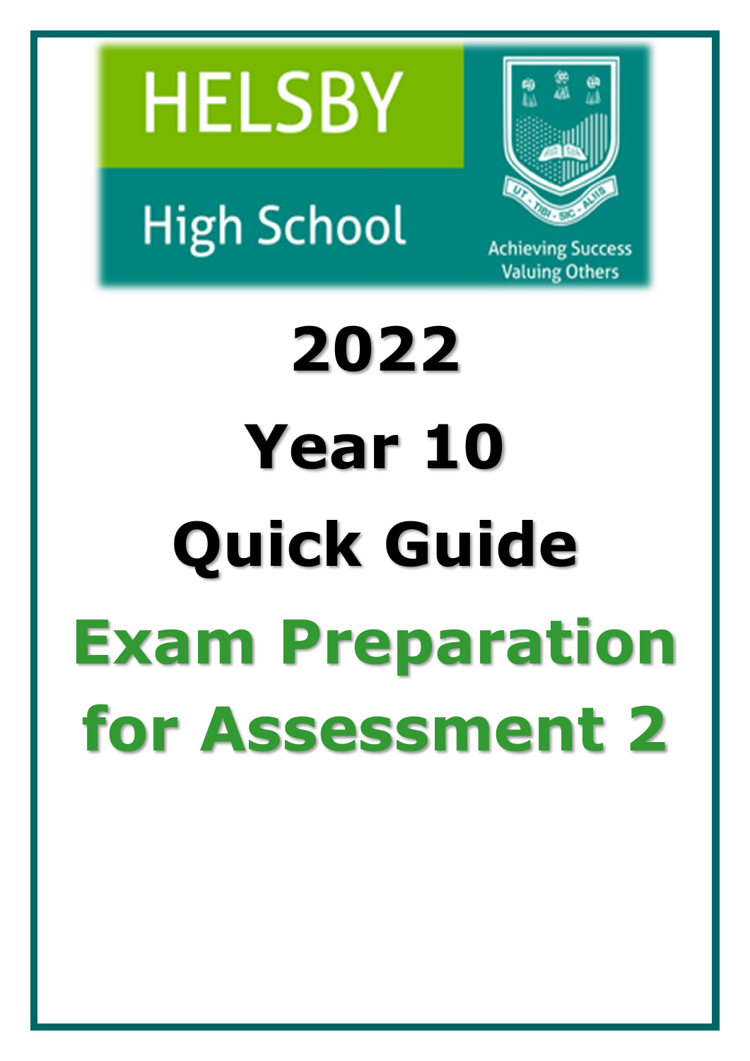HELSBY

High School

UT - TIBI - SIC - ALIIS

Achieving Success
Valuing Others

# 2022

# Year 10

# Quick Guide

# Exam Preparation for Assessment 2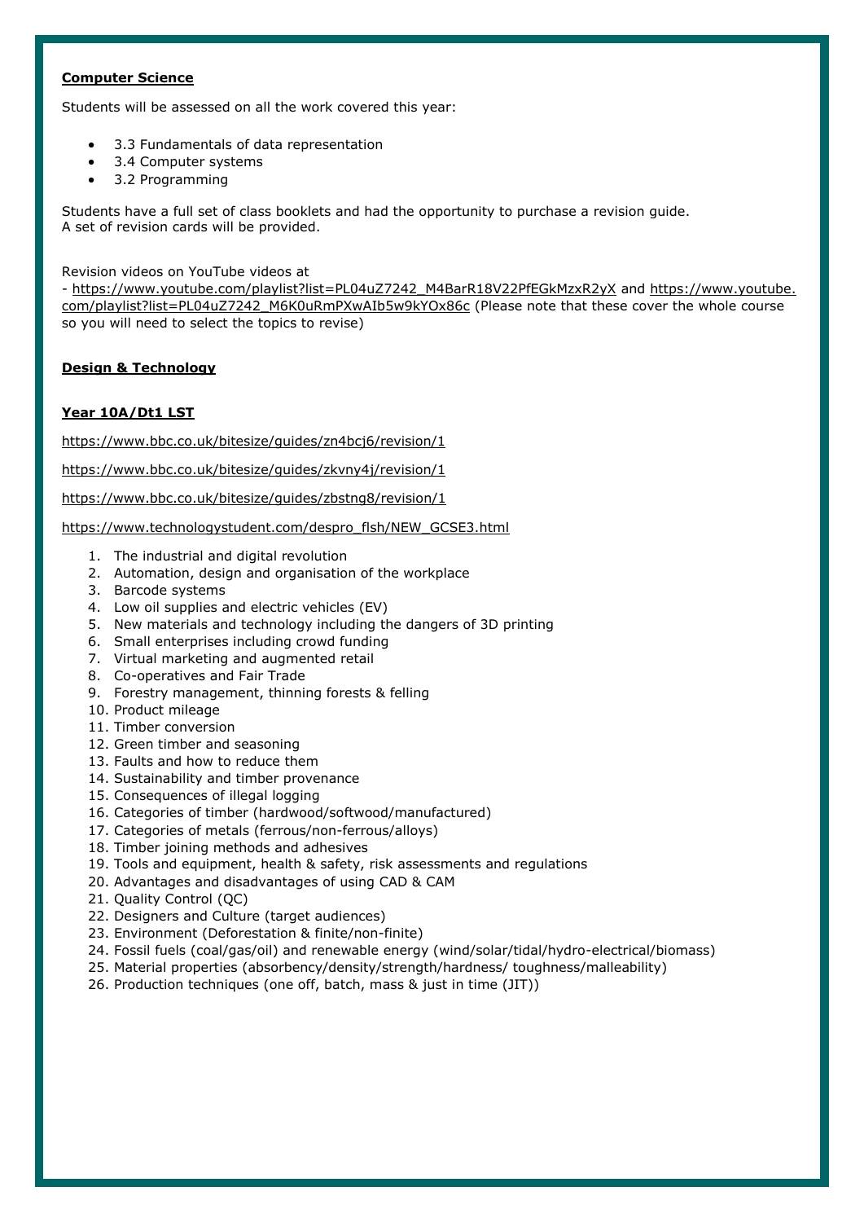**Computer Science**

Students will be assessed on all the work covered this year:

- 3.3 Fundamentals of data representation
- 3.4 Computer systems
- 3.2 Programming

Students have a full set of class booklets and had the opportunity to purchase a revision guide.
A set of revision cards will be provided.

Revision videos on YouTube videos at
- https://www.youtube.com/playlist?list=PL04uZ7242_M4BarR18V22PfEGkMzxR2yX and https://www.youtube.com/playlist?list=PL04uZ7242_M6K0uRmPXwAIb5w9kYOx86c (Please note that these cover the whole course so you will need to select the topics to revise)

**Design & Technology**

**Year 10A/Dt1 LST**

https://www.bbc.co.uk/bitesize/guides/zn4bcj6/revision/1

https://www.bbc.co.uk/bitesize/guides/zkvny4j/revision/1

https://www.bbc.co.uk/bitesize/guides/zbstng8/revision/1

https://www.technologystudent.com/despro_flsh/NEW_GCSE3.html

1. The industrial and digital revolution
2. Automation, design and organisation of the workplace
3. Barcode systems
4. Low oil supplies and electric vehicles (EV)
5. New materials and technology including the dangers of 3D printing
6. Small enterprises including crowd funding
7. Virtual marketing and augmented retail
8. Co-operatives and Fair Trade
9. Forestry management, thinning forests & felling
10. Product mileage
11. Timber conversion
12. Green timber and seasoning
13. Faults and how to reduce them
14. Sustainability and timber provenance
15. Consequences of illegal logging
16. Categories of timber (hardwood/softwood/manufactured)
17. Categories of metals (ferrous/non-ferrous/alloys)
18. Timber joining methods and adhesives
19. Tools and equipment, health & safety, risk assessments and regulations
20. Advantages and disadvantages of using CAD & CAM
21. Quality Control (QC)
22. Designers and Culture (target audiences)
23. Environment (Deforestation & finite/non-finite)
24. Fossil fuels (coal/gas/oil) and renewable energy (wind/solar/tidal/hydro-electrical/biomass)
25. Material properties (absorbency/density/strength/hardness/ toughness/malleability)
26. Production techniques (one off, batch, mass & just in time (JIT))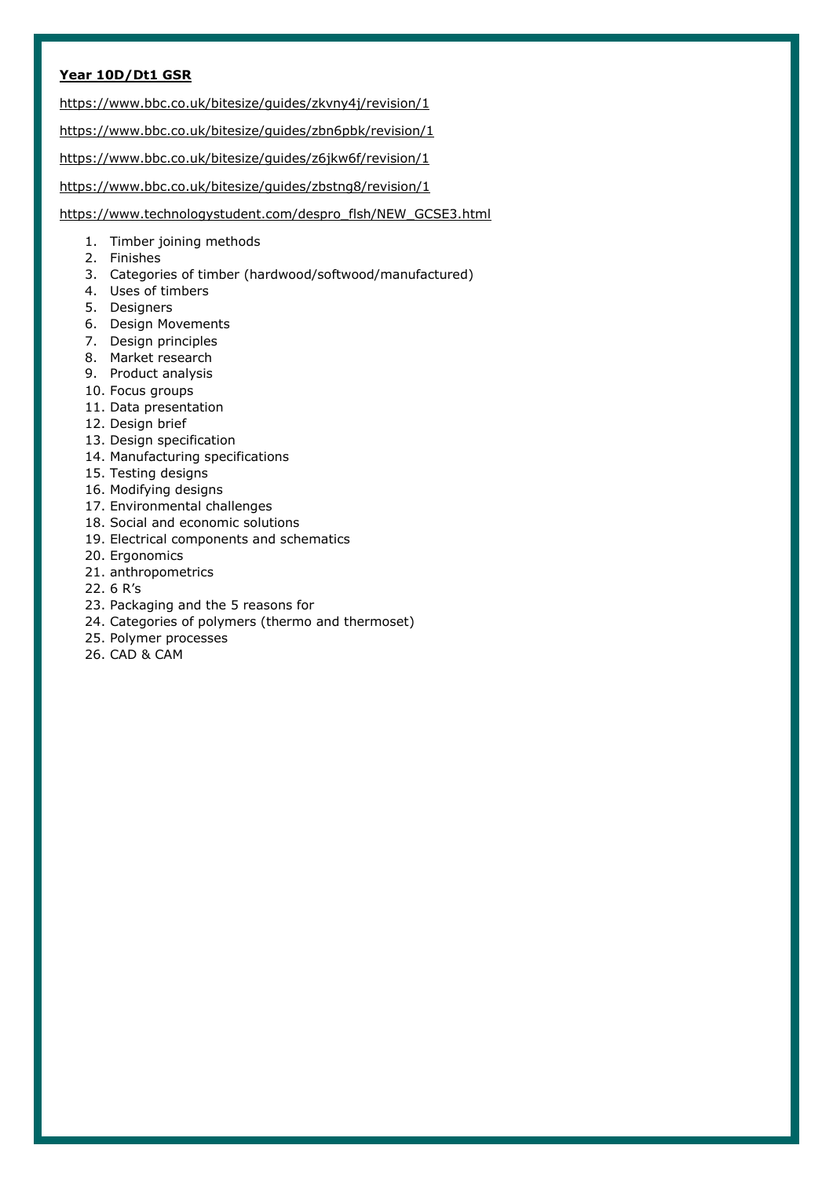**Year 10D/Dt1 GSR**

https://www.bbc.co.uk/bitesize/guides/zkvny4j/revision/1

https://www.bbc.co.uk/bitesize/guides/zbn6pbk/revision/1

https://www.bbc.co.uk/bitesize/guides/z6jkw6f/revision/1

https://www.bbc.co.uk/bitesize/guides/zbstng8/revision/1

https://www.technologystudent.com/despro_flsh/NEW_GCSE3.html

1. Timber joining methods
2. Finishes
3. Categories of timber (hardwood/softwood/manufactured)
4. Uses of timbers
5. Designers
6. Design Movements
7. Design principles
8. Market research
9. Product analysis
10. Focus groups
11. Data presentation
12. Design brief
13. Design specification
14. Manufacturing specifications
15. Testing designs
16. Modifying designs
17. Environmental challenges
18. Social and economic solutions
19. Electrical components and schematics
20. Ergonomics
21. anthropometrics
22. 6 R's
23. Packaging and the 5 reasons for
24. Categories of polymers (thermo and thermoset)
25. Polymer processes
26. CAD & CAM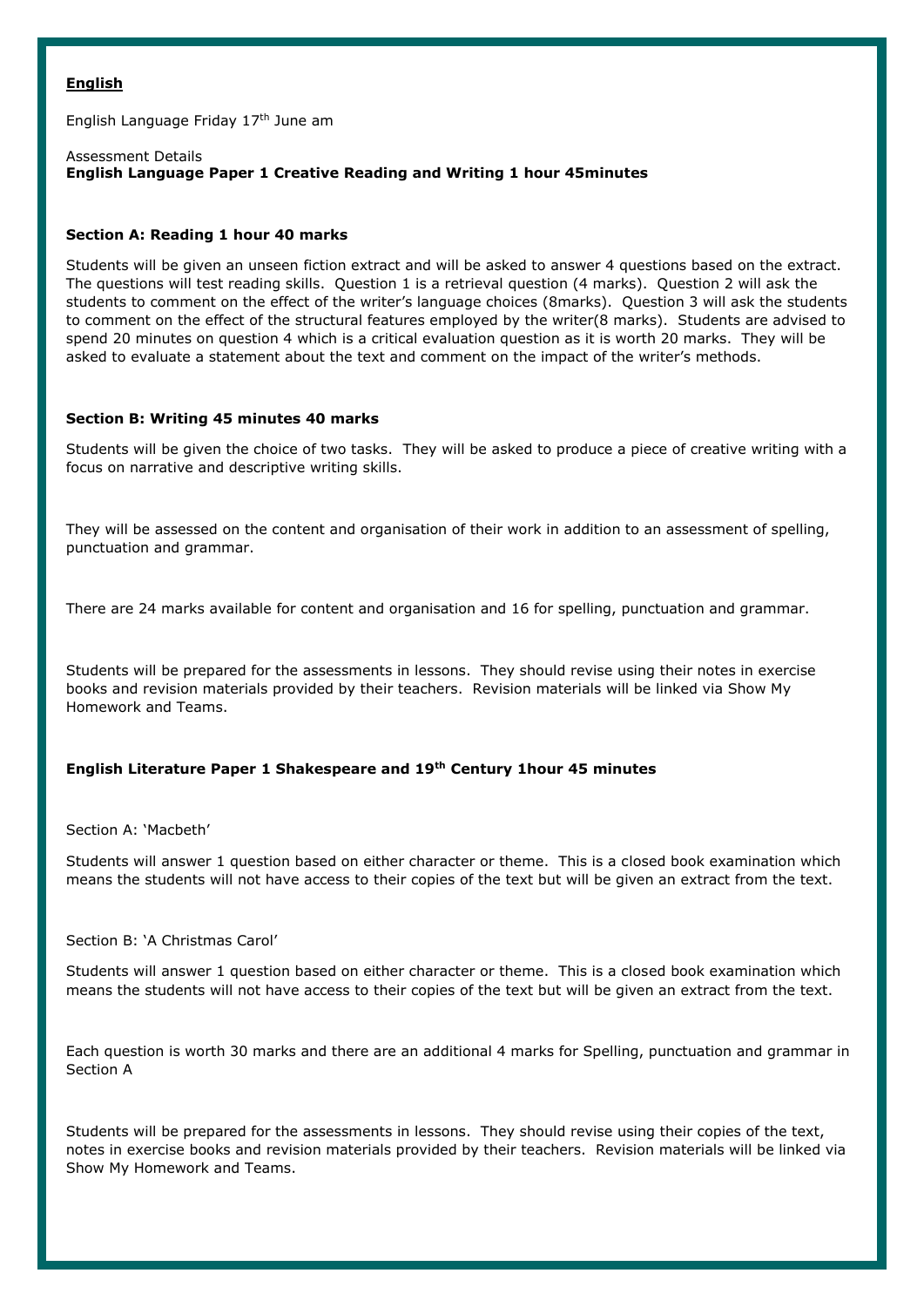**English**

English Language Friday 17th June am

Assessment Details

**English Language Paper 1 Creative Reading and Writing 1 hour 45minutes**

**Section A: Reading 1 hour 40 marks**

Students will be given an unseen fiction extract and will be asked to answer 4 questions based on the extract. The questions will test reading skills. Question 1 is a retrieval question (4 marks). Question 2 will ask the students to comment on the effect of the writer's language choices (8marks). Question 3 will ask the students to comment on the effect of the structural features employed by the writer(8 marks). Students are advised to spend 20 minutes on question 4 which is a critical evaluation question as it is worth 20 marks. They will be asked to evaluate a statement about the text and comment on the impact of the writer's methods.

**Section B: Writing 45 minutes 40 marks**

Students will be given the choice of two tasks. They will be asked to produce a piece of creative writing with a focus on narrative and descriptive writing skills.

They will be assessed on the content and organisation of their work in addition to an assessment of spelling, punctuation and grammar.

There are 24 marks available for content and organisation and 16 for spelling, punctuation and grammar.

Students will be prepared for the assessments in lessons. They should revise using their notes in exercise books and revision materials provided by their teachers. Revision materials will be linked via Show My Homework and Teams.

**English Literature Paper 1 Shakespeare and 19th Century 1hour 45 minutes**

Section A: 'Macbeth'

Students will answer 1 question based on either character or theme. This is a closed book examination which means the students will not have access to their copies of the text but will be given an extract from the text.

Section B: 'A Christmas Carol'

Students will answer 1 question based on either character or theme. This is a closed book examination which means the students will not have access to their copies of the text but will be given an extract from the text.

Each question is worth 30 marks and there are an additional 4 marks for Spelling, punctuation and grammar in Section A

Students will be prepared for the assessments in lessons. They should revise using their copies of the text, notes in exercise books and revision materials provided by their teachers. Revision materials will be linked via Show My Homework and Teams.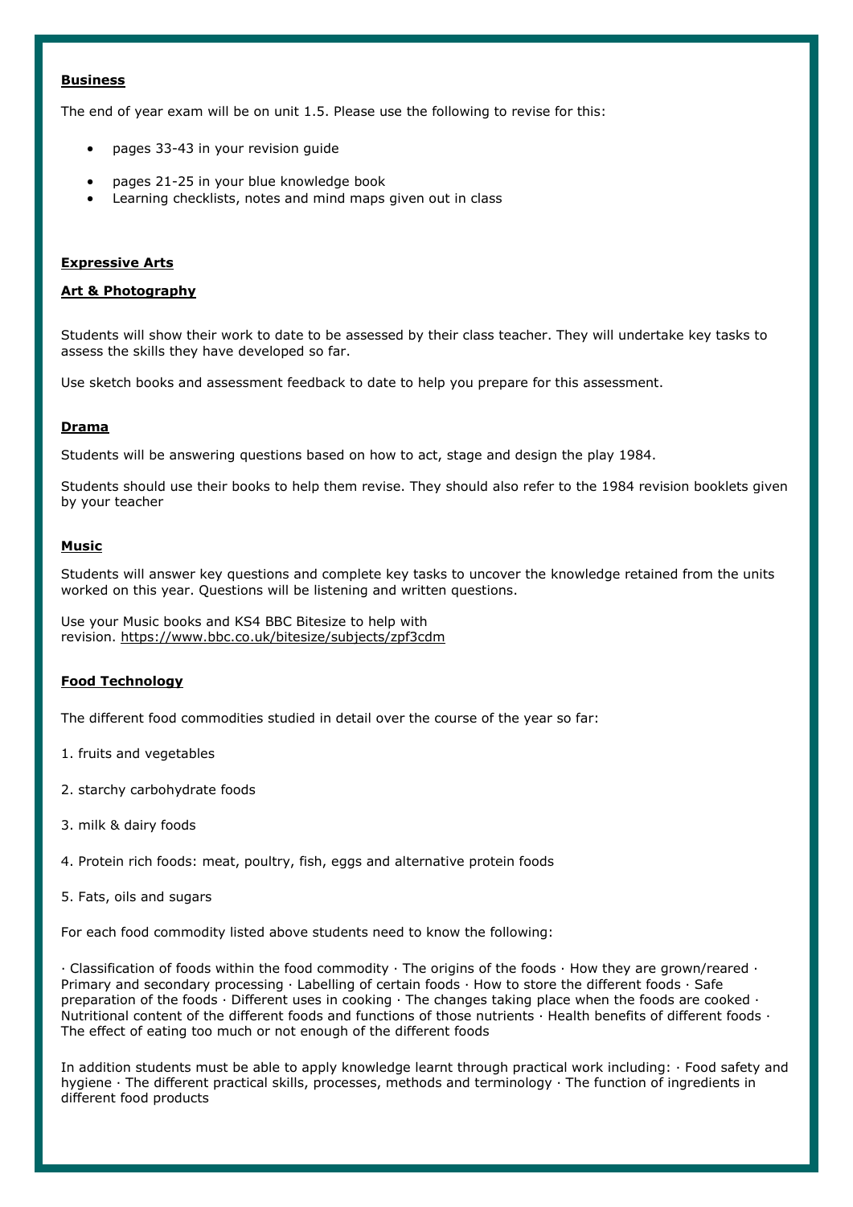**Business**

The end of year exam will be on unit 1.5. Please use the following to revise for this:

- pages 33-43 in your revision guide
- pages 21-25 in your blue knowledge book
- Learning checklists, notes and mind maps given out in class

**Expressive Arts**

**Art & Photography**

Students will show their work to date to be assessed by their class teacher. They will undertake key tasks to assess the skills they have developed so far.

Use sketch books and assessment feedback to date to help you prepare for this assessment.

**Drama**

Students will be answering questions based on how to act, stage and design the play 1984.

Students should use their books to help them revise. They should also refer to the 1984 revision booklets given by your teacher

**Music**

Students will answer key questions and complete key tasks to uncover the knowledge retained from the units worked on this year. Questions will be listening and written questions.

Use your Music books and KS4 BBC Bitesize to help with revision. https://www.bbc.co.uk/bitesize/subjects/zpf3cdm

**Food Technology**

The different food commodities studied in detail over the course of the year so far:

1. fruits and vegetables

2. starchy carbohydrate foods

3. milk & dairy foods

4. Protein rich foods: meat, poultry, fish, eggs and alternative protein foods

5. Fats, oils and sugars

For each food commodity listed above students need to know the following:

· Classification of foods within the food commodity · The origins of the foods · How they are grown/reared · Primary and secondary processing · Labelling of certain foods · How to store the different foods · Safe preparation of the foods · Different uses in cooking · The changes taking place when the foods are cooked · Nutritional content of the different foods and functions of those nutrients · Health benefits of different foods · The effect of eating too much or not enough of the different foods

In addition students must be able to apply knowledge learnt through practical work including: · Food safety and hygiene · The different practical skills, processes, methods and terminology · The function of ingredients in different food products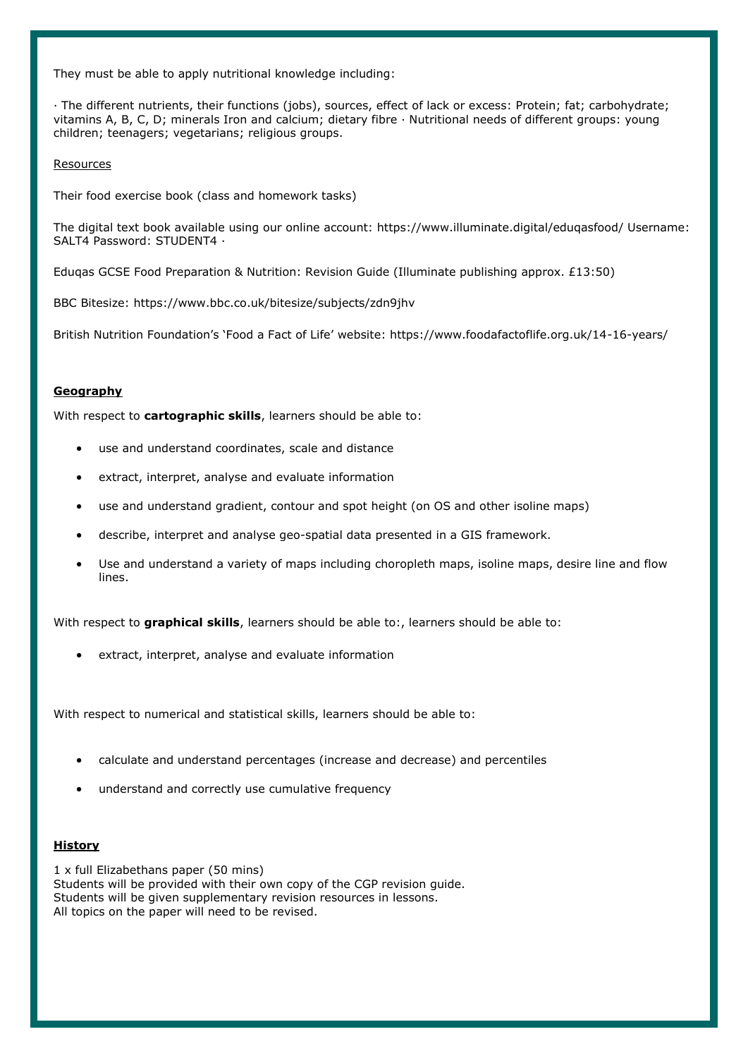They must be able to apply nutritional knowledge including:

· The different nutrients, their functions (jobs), sources, effect of lack or excess: Protein; fat; carbohydrate; vitamins A, B, C, D; minerals Iron and calcium; dietary fibre · Nutritional needs of different groups: young children; teenagers; vegetarians; religious groups.

Resources

Their food exercise book (class and homework tasks)

The digital text book available using our online account: https://www.illuminate.digital/eduqasfood/ Username: SALT4 Password: STUDENT4 ·

Eduqas GCSE Food Preparation & Nutrition: Revision Guide (Illuminate publishing approx. £13:50)

BBC Bitesize: https://www.bbc.co.uk/bitesize/subjects/zdn9jhv

British Nutrition Foundation's 'Food a Fact of Life' website: https://www.foodafactoflife.org.uk/14-16-years/

## Geography

With respect to **cartographic skills**, learners should be able to:

- use and understand coordinates, scale and distance
- extract, interpret, analyse and evaluate information
- use and understand gradient, contour and spot height (on OS and other isoline maps)
- describe, interpret and analyse geo-spatial data presented in a GIS framework.
- Use and understand a variety of maps including choropleth maps, isoline maps, desire line and flow lines.

With respect to **graphical skills**, learners should be able to:, learners should be able to:

- extract, interpret, analyse and evaluate information

With respect to numerical and statistical skills, learners should be able to:

- calculate and understand percentages (increase and decrease) and percentiles
- understand and correctly use cumulative frequency

## History

1 x full Elizabethans paper (50 mins)
Students will be provided with their own copy of the CGP revision guide.
Students will be given supplementary revision resources in lessons.
All topics on the paper will need to be revised.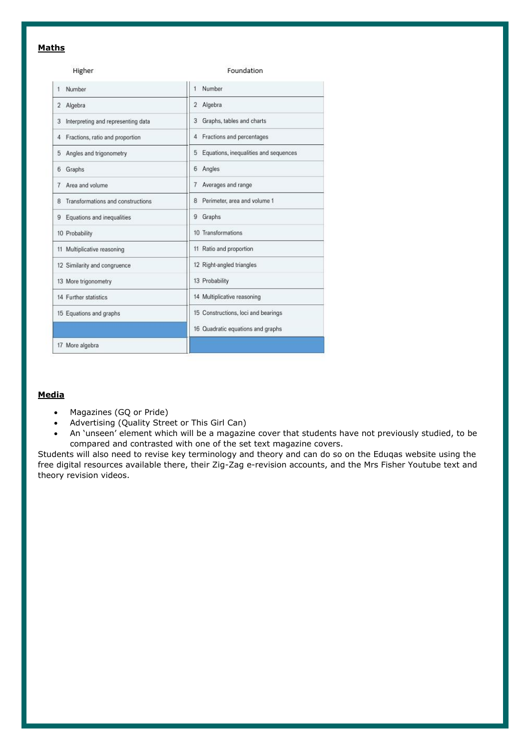**Maths**

| Higher | Foundation |
|---|---|
| 1 Number | 1 Number |
| 2 Algebra | 2 Algebra |
| 3 Interpreting and representing data | 3 Graphs, tables and charts |
| 4 Fractions, ratio and proportion | 4 Fractions and percentages |
| 5 Angles and trigonometry | 5 Equations, inequalities and sequences |
| 6 Graphs | 6 Angles |
| 7 Area and volume | 7 Averages and range |
| 8 Transformations and constructions | 8 Perimeter, area and volume 1 |
| 9 Equations and inequalities | 9 Graphs |
| 10 Probability | 10 Transformations |
| 11 Multiplicative reasoning | 11 Ratio and proportion |
| 12 Similarity and congruence | 12 Right-angled triangles |
| 13 More trigonometry | 13 Probability |
| 14 Further statistics | 14 Multiplicative reasoning |
| 15 Equations and graphs | 15 Constructions, loci and bearings |
| | 16 Quadratic equations and graphs |
| 17 More algebra | |

**Media**

- Magazines (GQ or Pride)
- Advertising (Quality Street or This Girl Can)
- An 'unseen' element which will be a magazine cover that students have not previously studied, to be compared and contrasted with one of the set text magazine covers.

Students will also need to revise key terminology and theory and can do so on the Eduqas website using the free digital resources available there, their Zig-Zag e-revision accounts, and the Mrs Fisher Youtube text and theory revision videos.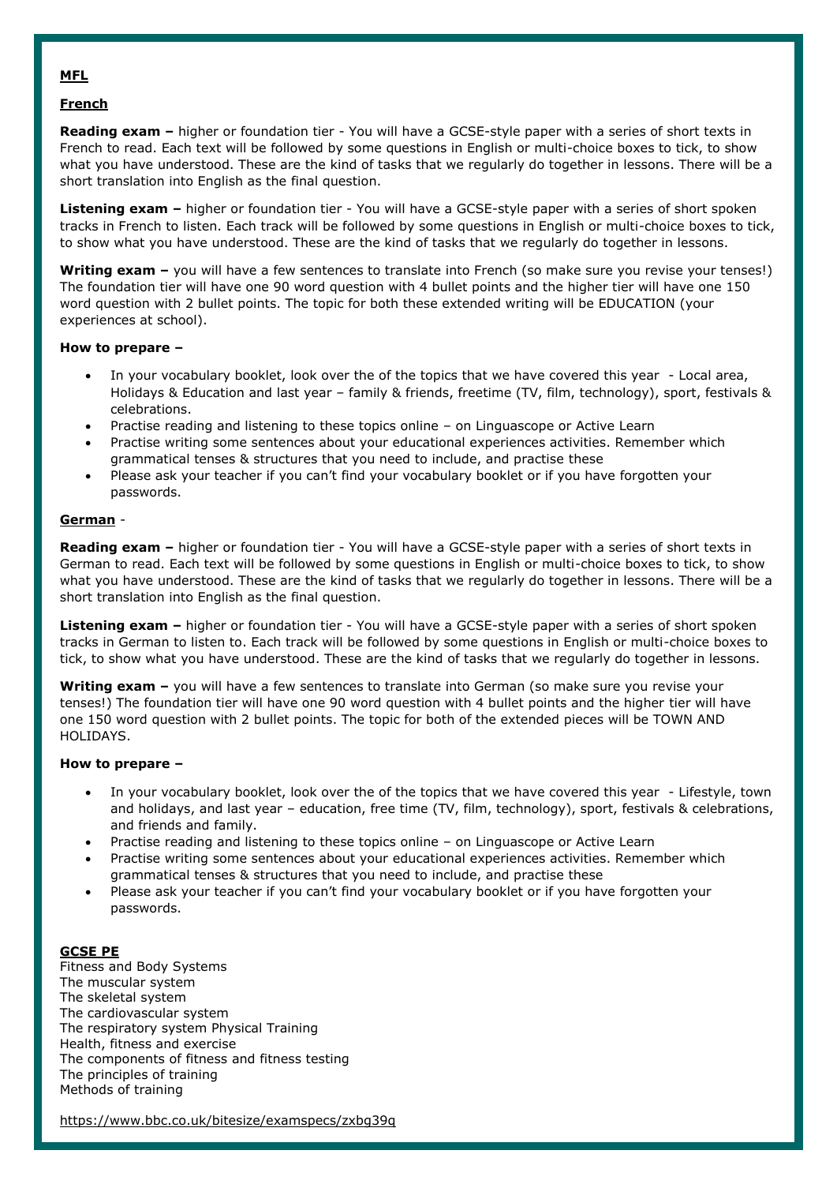**MFL**

**French**

**Reading exam –** higher or foundation tier - You will have a GCSE-style paper with a series of short texts in French to read. Each text will be followed by some questions in English or multi-choice boxes to tick, to show what you have understood. These are the kind of tasks that we regularly do together in lessons. There will be a short translation into English as the final question.

**Listening exam –** higher or foundation tier - You will have a GCSE-style paper with a series of short spoken tracks in French to listen. Each track will be followed by some questions in English or multi-choice boxes to tick, to show what you have understood. These are the kind of tasks that we regularly do together in lessons.

**Writing exam –** you will have a few sentences to translate into French (so make sure you revise your tenses!) The foundation tier will have one 90 word question with 4 bullet points and the higher tier will have one 150 word question with 2 bullet points. The topic for both these extended writing will be EDUCATION (your experiences at school).

**How to prepare –**

- In your vocabulary booklet, look over the of the topics that we have covered this year - Local area, Holidays & Education and last year – family & friends, freetime (TV, film, technology), sport, festivals & celebrations.
- Practise reading and listening to these topics online – on Linguascope or Active Learn
- Practise writing some sentences about your educational experiences activities. Remember which grammatical tenses & structures that you need to include, and practise these
- Please ask your teacher if you can't find your vocabulary booklet or if you have forgotten your passwords.

**German** -

**Reading exam –** higher or foundation tier - You will have a GCSE-style paper with a series of short texts in German to read. Each text will be followed by some questions in English or multi-choice boxes to tick, to show what you have understood. These are the kind of tasks that we regularly do together in lessons. There will be a short translation into English as the final question.

**Listening exam –** higher or foundation tier - You will have a GCSE-style paper with a series of short spoken tracks in German to listen to. Each track will be followed by some questions in English or multi-choice boxes to tick, to show what you have understood. These are the kind of tasks that we regularly do together in lessons.

**Writing exam –** you will have a few sentences to translate into German (so make sure you revise your tenses!) The foundation tier will have one 90 word question with 4 bullet points and the higher tier will have one 150 word question with 2 bullet points. The topic for both of the extended pieces will be TOWN AND HOLIDAYS.

**How to prepare –**

- In your vocabulary booklet, look over the of the topics that we have covered this year - Lifestyle, town and holidays, and last year – education, free time (TV, film, technology), sport, festivals & celebrations, and friends and family.
- Practise reading and listening to these topics online – on Linguascope or Active Learn
- Practise writing some sentences about your educational experiences activities. Remember which grammatical tenses & structures that you need to include, and practise these
- Please ask your teacher if you can't find your vocabulary booklet or if you have forgotten your passwords.

**GCSE PE**

Fitness and Body Systems
The muscular system
The skeletal system
The cardiovascular system
The respiratory system Physical Training
Health, fitness and exercise
The components of fitness and fitness testing
The principles of training
Methods of training

https://www.bbc.co.uk/bitesize/examspecs/zxbg39q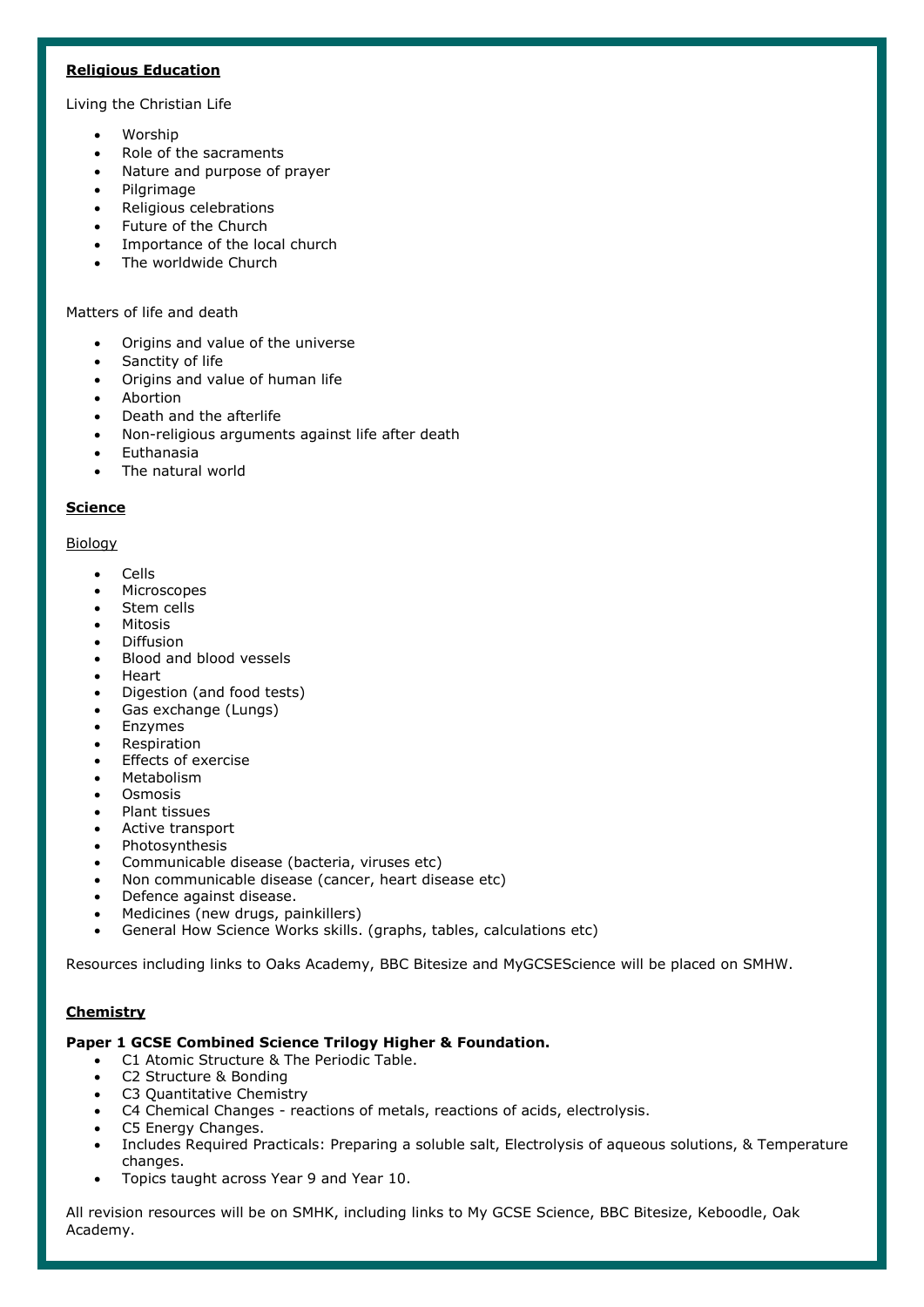**Religious Education**

Living the Christian Life

- Worship
- Role of the sacraments
- Nature and purpose of prayer
- Pilgrimage
- Religious celebrations
- Future of the Church
- Importance of the local church
- The worldwide Church

Matters of life and death

- Origins and value of the universe
- Sanctity of life
- Origins and value of human life
- Abortion
- Death and the afterlife
- Non-religious arguments against life after death
- Euthanasia
- The natural world

**Science**

Biology

- Cells
- Microscopes
- Stem cells
- Mitosis
- Diffusion
- Blood and blood vessels
- Heart
- Digestion (and food tests)
- Gas exchange (Lungs)
- Enzymes
- Respiration
- Effects of exercise
- Metabolism
- Osmosis
- Plant tissues
- Active transport
- Photosynthesis
- Communicable disease (bacteria, viruses etc)
- Non communicable disease (cancer, heart disease etc)
- Defence against disease.
- Medicines (new drugs, painkillers)
- General How Science Works skills. (graphs, tables, calculations etc)

Resources including links to Oaks Academy, BBC Bitesize and MyGCSEScience will be placed on SMHW.

**Chemistry**

**Paper 1 GCSE Combined Science Trilogy Higher & Foundation.**

- C1 Atomic Structure & The Periodic Table.
- C2 Structure & Bonding
- C3 Quantitative Chemistry
- C4 Chemical Changes - reactions of metals, reactions of acids, electrolysis.
- C5 Energy Changes.
- Includes Required Practicals: Preparing a soluble salt, Electrolysis of aqueous solutions, & Temperature changes.
- Topics taught across Year 9 and Year 10.

All revision resources will be on SMHK, including links to My GCSE Science, BBC Bitesize, Keboodle, Oak Academy.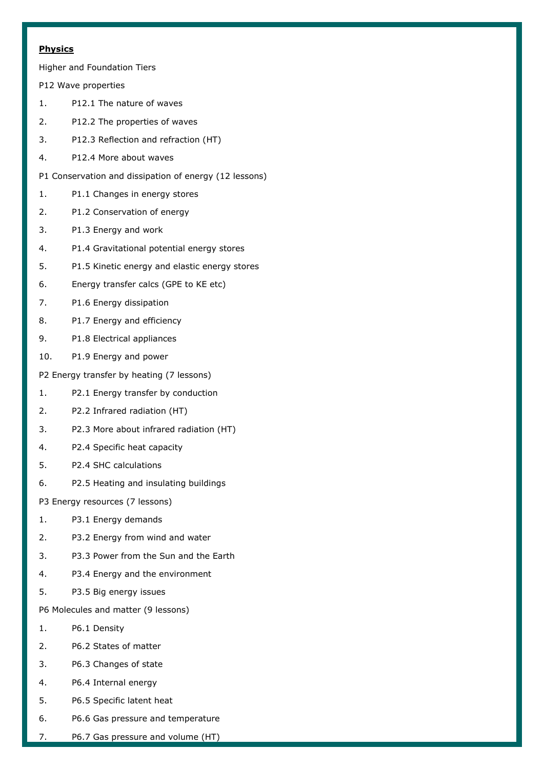**Physics**

Higher and Foundation Tiers

P12 Wave properties

1. P12.1 The nature of waves
2. P12.2 The properties of waves
3. P12.3 Reflection and refraction (HT)
4. P12.4 More about waves

P1 Conservation and dissipation of energy (12 lessons)

1. P1.1 Changes in energy stores
2. P1.2 Conservation of energy
3. P1.3 Energy and work
4. P1.4 Gravitational potential energy stores
5. P1.5 Kinetic energy and elastic energy stores
6. Energy transfer calcs (GPE to KE etc)
7. P1.6 Energy dissipation
8. P1.7 Energy and efficiency
9. P1.8 Electrical appliances
10. P1.9 Energy and power

P2 Energy transfer by heating (7 lessons)

1. P2.1 Energy transfer by conduction
2. P2.2 Infrared radiation (HT)
3. P2.3 More about infrared radiation (HT)
4. P2.4 Specific heat capacity
5. P2.4 SHC calculations
6. P2.5 Heating and insulating buildings

P3 Energy resources (7 lessons)

1. P3.1 Energy demands
2. P3.2 Energy from wind and water
3. P3.3 Power from the Sun and the Earth
4. P3.4 Energy and the environment
5. P3.5 Big energy issues

P6 Molecules and matter (9 lessons)

1. P6.1 Density
2. P6.2 States of matter
3. P6.3 Changes of state
4. P6.4 Internal energy
5. P6.5 Specific latent heat
6. P6.6 Gas pressure and temperature
7. P6.7 Gas pressure and volume (HT)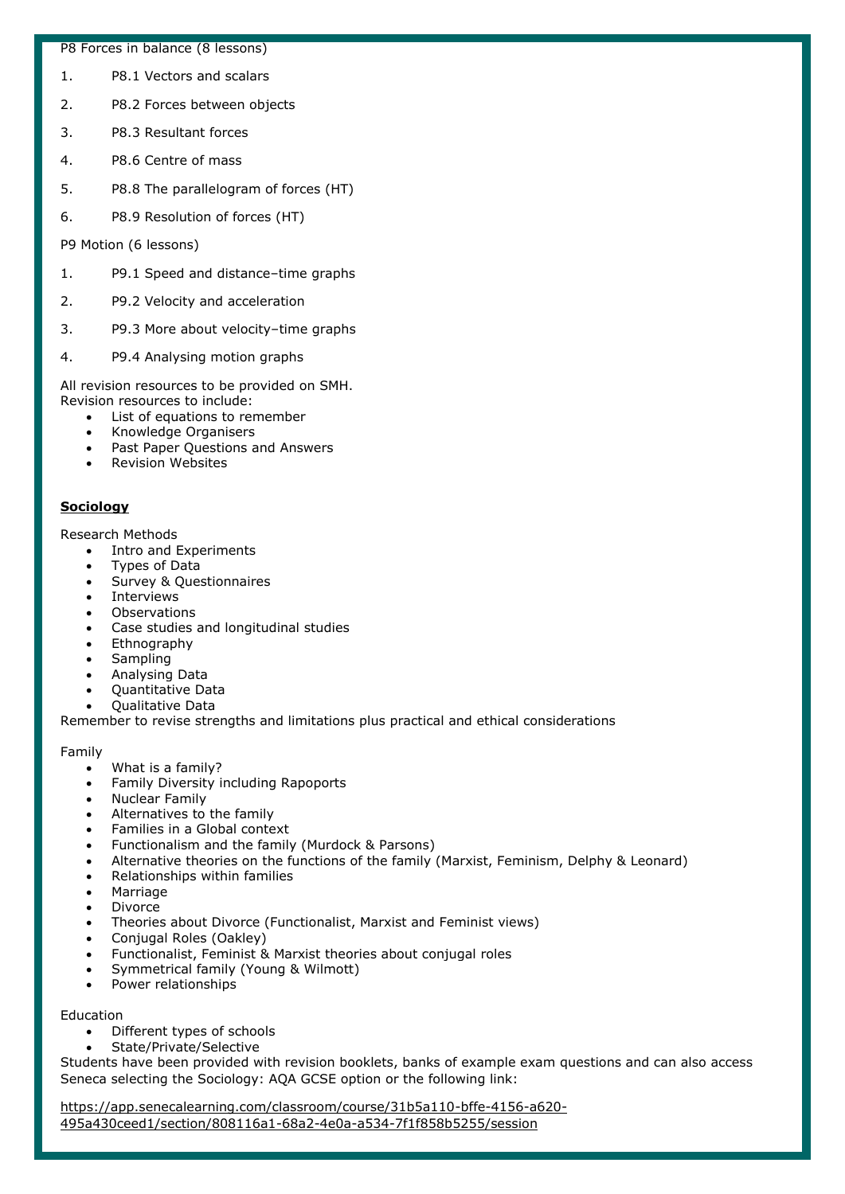P8 Forces in balance (8 lessons)

1. P8.1 Vectors and scalars
2. P8.2 Forces between objects
3. P8.3 Resultant forces
4. P8.6 Centre of mass
5. P8.8 The parallelogram of forces (HT)
6. P8.9 Resolution of forces (HT)

P9 Motion (6 lessons)

1. P9.1 Speed and distance–time graphs
2. P9.2 Velocity and acceleration
3. P9.3 More about velocity–time graphs
4. P9.4 Analysing motion graphs

All revision resources to be provided on SMH.
Revision resources to include:

- List of equations to remember
- Knowledge Organisers
- Past Paper Questions and Answers
- Revision Websites

**Sociology**

Research Methods

- Intro and Experiments
- Types of Data
- Survey & Questionnaires
- Interviews
- Observations
- Case studies and longitudinal studies
- Ethnography
- Sampling
- Analysing Data
- Quantitative Data
- Qualitative Data

Remember to revise strengths and limitations plus practical and ethical considerations

Family

- What is a family?
- Family Diversity including Rapoports
- Nuclear Family
- Alternatives to the family
- Families in a Global context
- Functionalism and the family (Murdock & Parsons)
- Alternative theories on the functions of the family (Marxist, Feminism, Delphy & Leonard)
- Relationships within families
- Marriage
- Divorce
- Theories about Divorce (Functionalist, Marxist and Feminist views)
- Conjugal Roles (Oakley)
- Functionalist, Feminist & Marxist theories about conjugal roles
- Symmetrical family (Young & Wilmott)
- Power relationships

Education

- Different types of schools
- State/Private/Selective

Students have been provided with revision booklets, banks of example exam questions and can also access Seneca selecting the Sociology: AQA GCSE option or the following link:

https://app.senecalearning.com/classroom/course/31b5a110-bffe-4156-a620-495a430ceed1/section/808116a1-68a2-4e0a-a534-7f1f858b5255/session